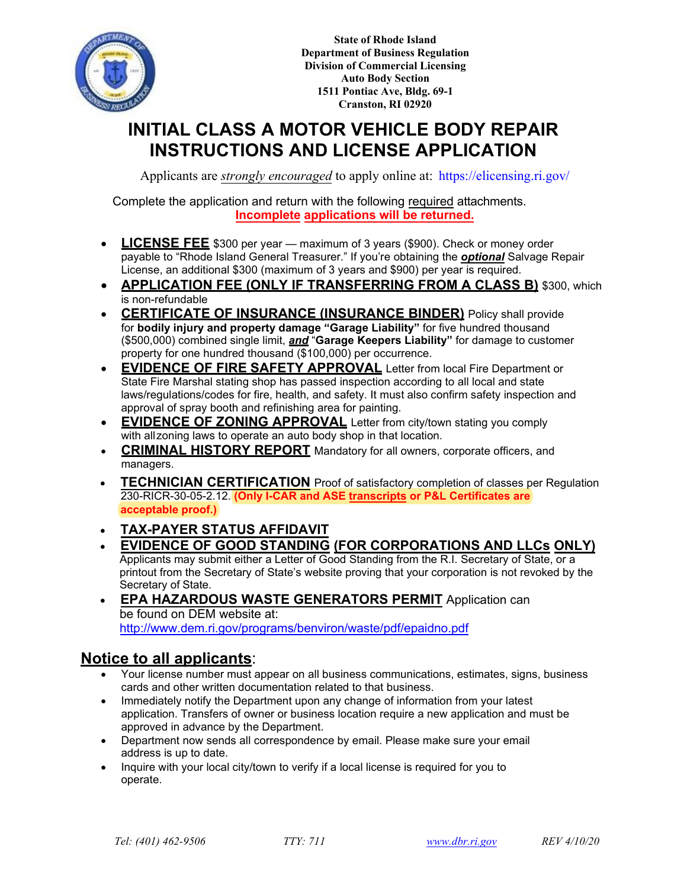State of Rhode Island
Department of Business Regulation
Division of Commercial Licensing
Auto Body Section
1511 Pontiac Ave, Bldg. 69-1
Cranston, RI 02920

# INITIAL CLASS A MOTOR VEHICLE BODY REPAIR INSTRUCTIONS AND LICENSE APPLICATION

Applicants are *strongly encouraged* to apply online at: https://elicensing.ri.gov/

Complete the application and return with the following required attachments.
**Incomplete applications will be returned.**

- **LICENSE FEE** $300 per year — maximum of 3 years ($900). Check or money order payable to "Rhode Island General Treasurer." If you're obtaining the ***optional*** Salvage Repair License, an additional $300 (maximum of 3 years and $900) per year is required.
- **APPLICATION FEE (ONLY IF TRANSFERRING FROM A CLASS B)** $300, which is non-refundable
- **CERTIFICATE OF INSURANCE (INSURANCE BINDER)** Policy shall provide for **bodily injury and property damage "Garage Liability"** for five hundred thousand ($500,000) combined single limit, ***and*** "**Garage Keepers Liability"** for damage to customer property for one hundred thousand ($100,000) per occurrence.
- **EVIDENCE OF FIRE SAFETY APPROVAL** Letter from local Fire Department or State Fire Marshal stating shop has passed inspection according to all local and state laws/regulations/codes for fire, health, and safety. It must also confirm safety inspection and approval of spray booth and refinishing area for painting.
- **EVIDENCE OF ZONING APPROVAL** Letter from city/town stating you comply with all zoning laws to operate an auto body shop in that location.
- **CRIMINAL HISTORY REPORT** Mandatory for all owners, corporate officers, and managers.
- **TECHNICIAN CERTIFICATION** Proof of satisfactory completion of classes per Regulation 230-RICR-30-05-2.12. **(Only I-CAR and ASE transcripts or P&L Certificates are acceptable proof.)**
- **TAX-PAYER STATUS AFFIDAVIT**
- **EVIDENCE OF GOOD STANDING (FOR CORPORATIONS AND LLCs ONLY)** Applicants may submit either a Letter of Good Standing from the R.I. Secretary of State, or a printout from the Secretary of State's website proving that your corporation is not revoked by the Secretary of State.
- **EPA HAZARDOUS WASTE GENERATORS PERMIT** Application can be found on DEM website at: http://www.dem.ri.gov/programs/benviron/waste/pdf/epaidno.pdf

## Notice to all applicants:

- Your license number must appear on all business communications, estimates, signs, business cards and other written documentation related to that business.
- Immediately notify the Department upon any change of information from your latest application. Transfers of owner or business location require a new application and must be approved in advance by the Department.
- Department now sends all correspondence by email. Please make sure your email address is up to date.
- Inquire with your local city/town to verify if a local license is required for you to operate.

Tel: (401) 462-9506 TTY: 711 www.dbr.ri.gov REV 4/10/20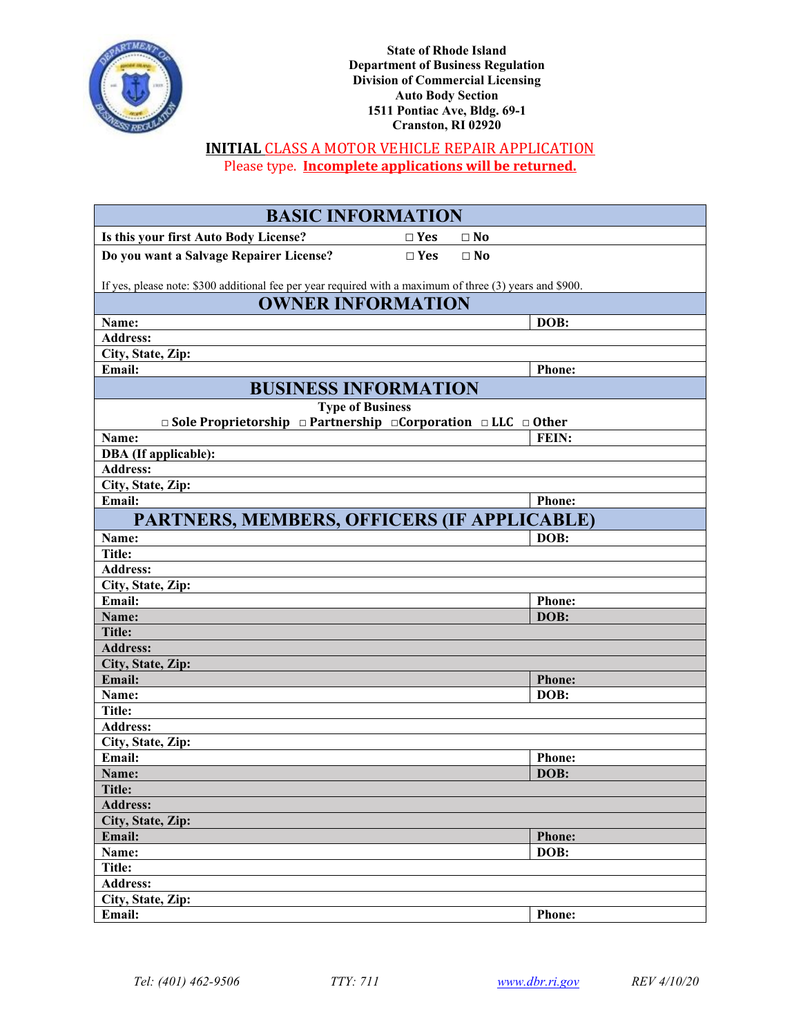State of Rhode Island
Department of Business Regulation
Division of Commercial Licensing
Auto Body Section
1511 Pontiac Ave, Bldg. 69-1
Cranston, RI 02920

## **INITIAL** CLASS A MOTOR VEHICLE REPAIR APPLICATION

Please type. **Incomplete applications will be returned.**

| **BASIC INFORMATION** | |
|---|---|
| **Is this your first Auto Body License?** □ Yes □ No | |
| **Do you want a Salvage Repairer License?** □ Yes □ No | |
| If yes, please note: $300 additional fee per year required with a maximum of three (3) years and $900. | |
| **OWNER INFORMATION** | |
| **Name:** | **DOB:** |
| **Address:** | |
| **City, State, Zip:** | |
| **Email:** | **Phone:** |
| **BUSINESS INFORMATION** | |
| **Type of Business** □ Sole Proprietorship □ Partnership □ Corporation □ LLC □ Other | |
| **Name:** | **FEIN:** |
| **DBA (If applicable):** | |
| **Address:** | |
| **City, State, Zip:** | |
| **Email:** | **Phone:** |
| **PARTNERS, MEMBERS, OFFICERS (IF APPLICABLE)** | |
| **Name:** | **DOB:** |
| **Title:** | |
| **Address:** | |
| **City, State, Zip:** | |
| **Email:** | **Phone:** |
| **Name:** | **DOB:** |
| **Title:** | |
| **Address:** | |
| **City, State, Zip:** | |
| **Email:** | **Phone:** |
| **Name:** | **DOB:** |
| **Title:** | |
| **Address:** | |
| **City, State, Zip:** | |
| **Email:** | **Phone:** |
| **Name:** | **DOB:** |
| **Title:** | |
| **Address:** | |
| **City, State, Zip:** | |
| **Email:** | **Phone:** |
| **Name:** | **DOB:** |
| **Title:** | |
| **Address:** | |
| **City, State, Zip:** | |
| **Email:** | **Phone:** |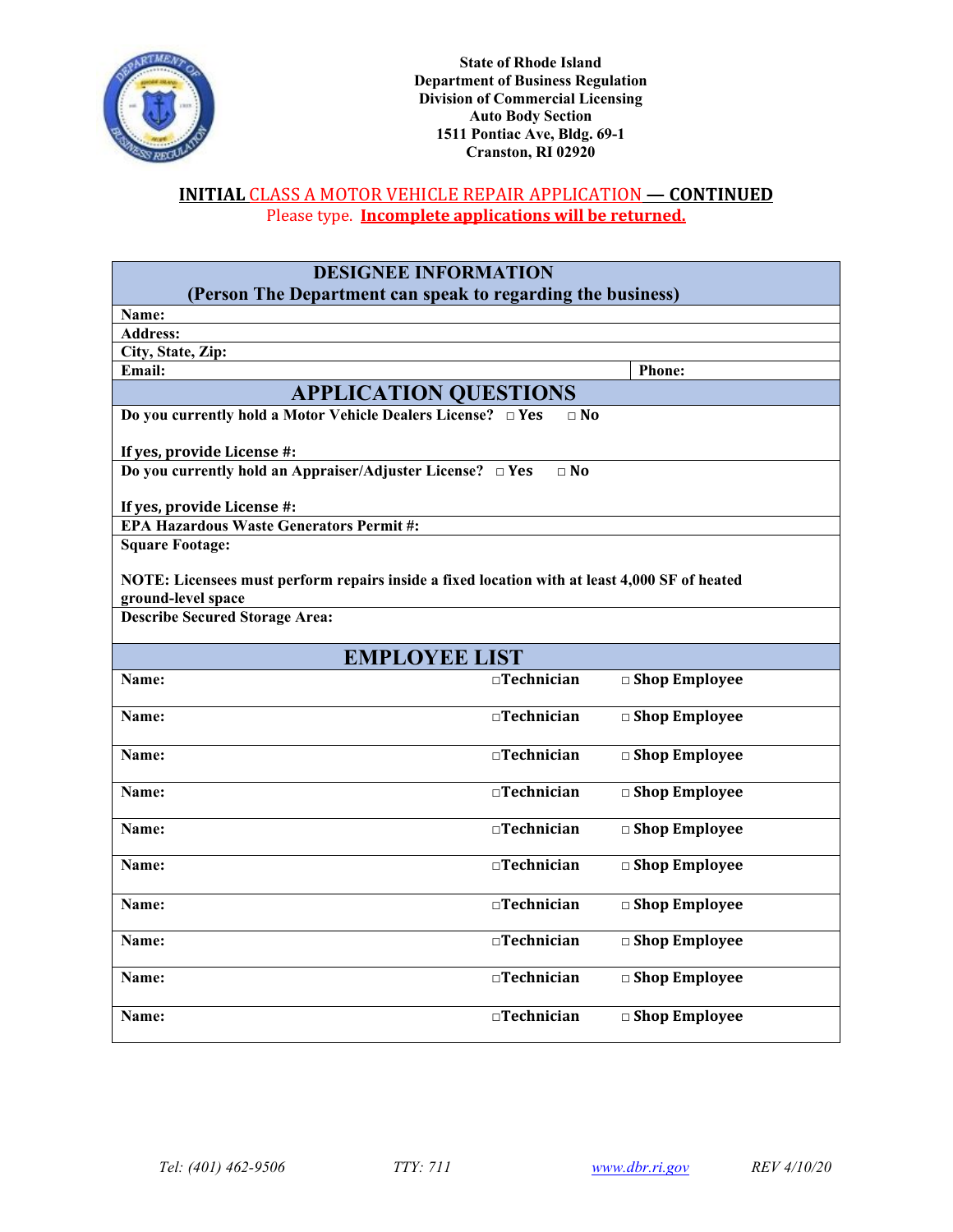State of Rhode Island
Department of Business Regulation
Division of Commercial Licensing
Auto Body Section
1511 Pontiac Ave, Bldg. 69-1
Cranston, RI 02920

## INITIAL CLASS A MOTOR VEHICLE REPAIR APPLICATION — CONTINUED

Please type. **Incomplete applications will be returned.**

| DESIGNEE INFORMATION (Person The Department can speak to regarding the business) | |
|---|---|
| **Name:** | |
| **Address:** | |
| **City, State, Zip:** | |
| **Email:** | **Phone:** |

| APPLICATION QUESTIONS |
|---|
| **Do you currently hold a Motor Vehicle Dealers License?** □ Yes □ No<br><br>**If yes, provide License #:** |
| **Do you currently hold an Appraiser/Adjuster License?** □ Yes □ No<br><br>**If yes, provide License #:** |
| **EPA Hazardous Waste Generators Permit #:** |
| **Square Footage:**<br><br>**NOTE: Licensees must perform repairs inside a fixed location with at least 4,000 SF of heated ground-level space** |
| **Describe Secured Storage Area:** |

| EMPLOYEE LIST | | |
|---|---|---|
| **Name:** | □Technician | □ Shop Employee |
| **Name:** | □Technician | □ Shop Employee |
| **Name:** | □Technician | □ Shop Employee |
| **Name:** | □Technician | □ Shop Employee |
| **Name:** | □Technician | □ Shop Employee |
| **Name:** | □Technician | □ Shop Employee |
| **Name:** | □Technician | □ Shop Employee |
| **Name:** | □Technician | □ Shop Employee |
| **Name:** | □Technician | □ Shop Employee |
| **Name:** | □Technician | □ Shop Employee |

*Tel: (401) 462-9506* *TTY: 711* *www.dbr.ri.gov* *REV 4/10/20*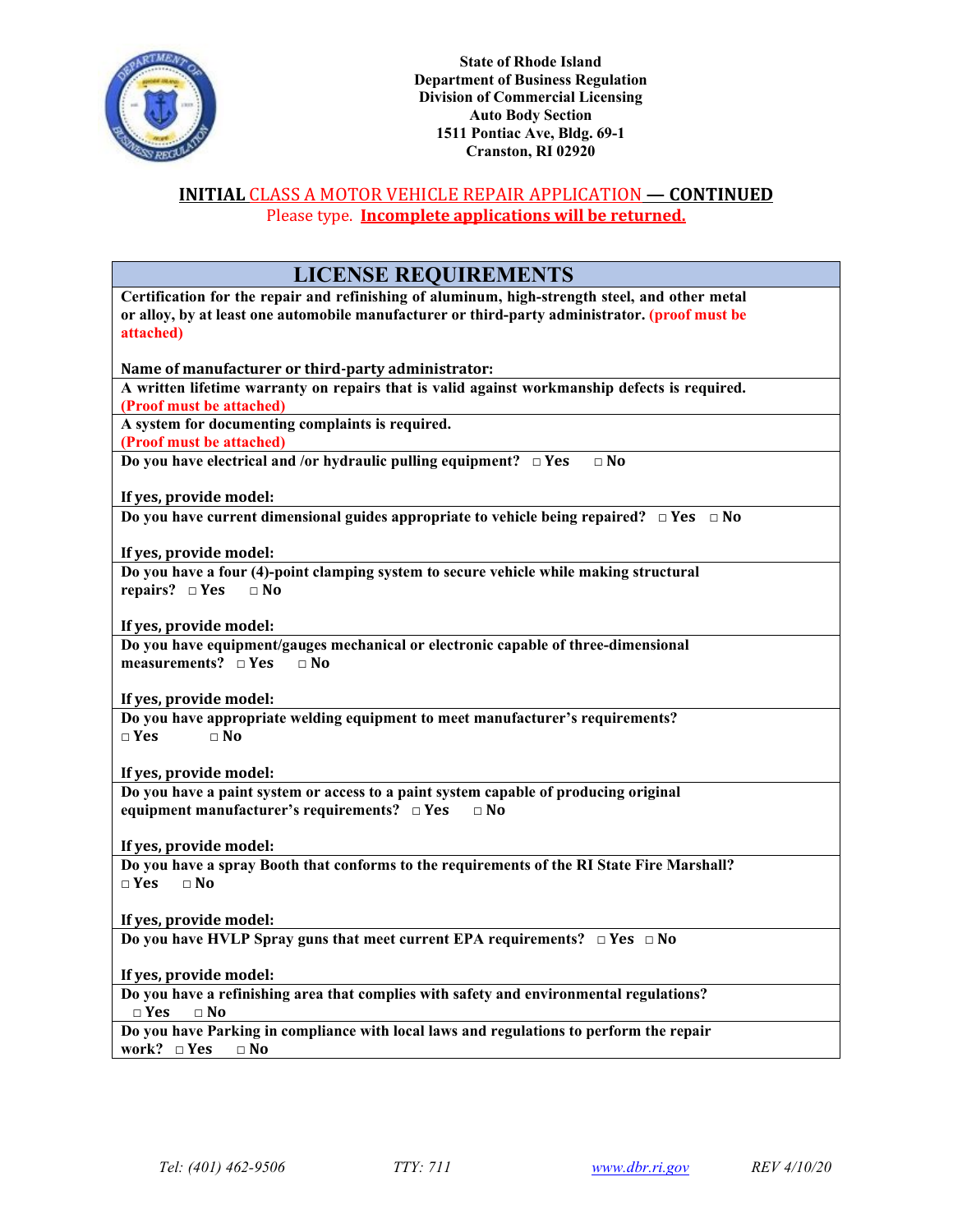State of Rhode Island
Department of Business Regulation
Division of Commercial Licensing
Auto Body Section
1511 Pontiac Ave, Bldg. 69-1
Cranston, RI 02920

## **INITIAL** CLASS A MOTOR VEHICLE REPAIR APPLICATION **— CONTINUED**

Please type. **Incomplete applications will be returned.**

| LICENSE REQUIREMENTS |
|---|
| **Certification for the repair and refinishing of aluminum, high-strength steel, and other metal or alloy, by at least one automobile manufacturer or third-party administrator. (proof must be attached)**<br><br>**Name of manufacturer or third-party administrator:** |
| **A written lifetime warranty on repairs that is valid against workmanship defects is required. (Proof must be attached)** |
| **A system for documenting complaints is required. (Proof must be attached)** |
| **Do you have electrical and /or hydraulic pulling equipment?** □ Yes □ No<br><br>**If yes, provide model:** |
| **Do you have current dimensional guides appropriate to vehicle being repaired?** □ Yes □ No<br><br>**If yes, provide model:** |
| **Do you have a four (4)-point clamping system to secure vehicle while making structural repairs?** □ Yes □ No<br><br>**If yes, provide model:** |
| **Do you have equipment/gauges mechanical or electronic capable of three-dimensional measurements?** □ Yes □ No<br><br>**If yes, provide model:** |
| **Do you have appropriate welding equipment to meet manufacturer's requirements?** □ Yes □ No<br><br>**If yes, provide model:** |
| **Do you have a paint system or access to a paint system capable of producing original equipment manufacturer's requirements?** □ Yes □ No<br><br>**If yes, provide model:** |
| **Do you have a spray Booth that conforms to the requirements of the RI State Fire Marshall?** □ Yes □ No<br><br>**If yes, provide model:** |
| **Do you have HVLP Spray guns that meet current EPA requirements?** □ Yes □ No<br><br>**If yes, provide model:** |
| **Do you have a refinishing area that complies with safety and environmental regulations?** □ Yes □ No |
| **Do you have Parking in compliance with local laws and regulations to perform the repair work?** □ Yes □ No |

*Tel: (401) 462-9506* *TTY: 711* *www.dbr.ri.gov* *REV 4/10/20*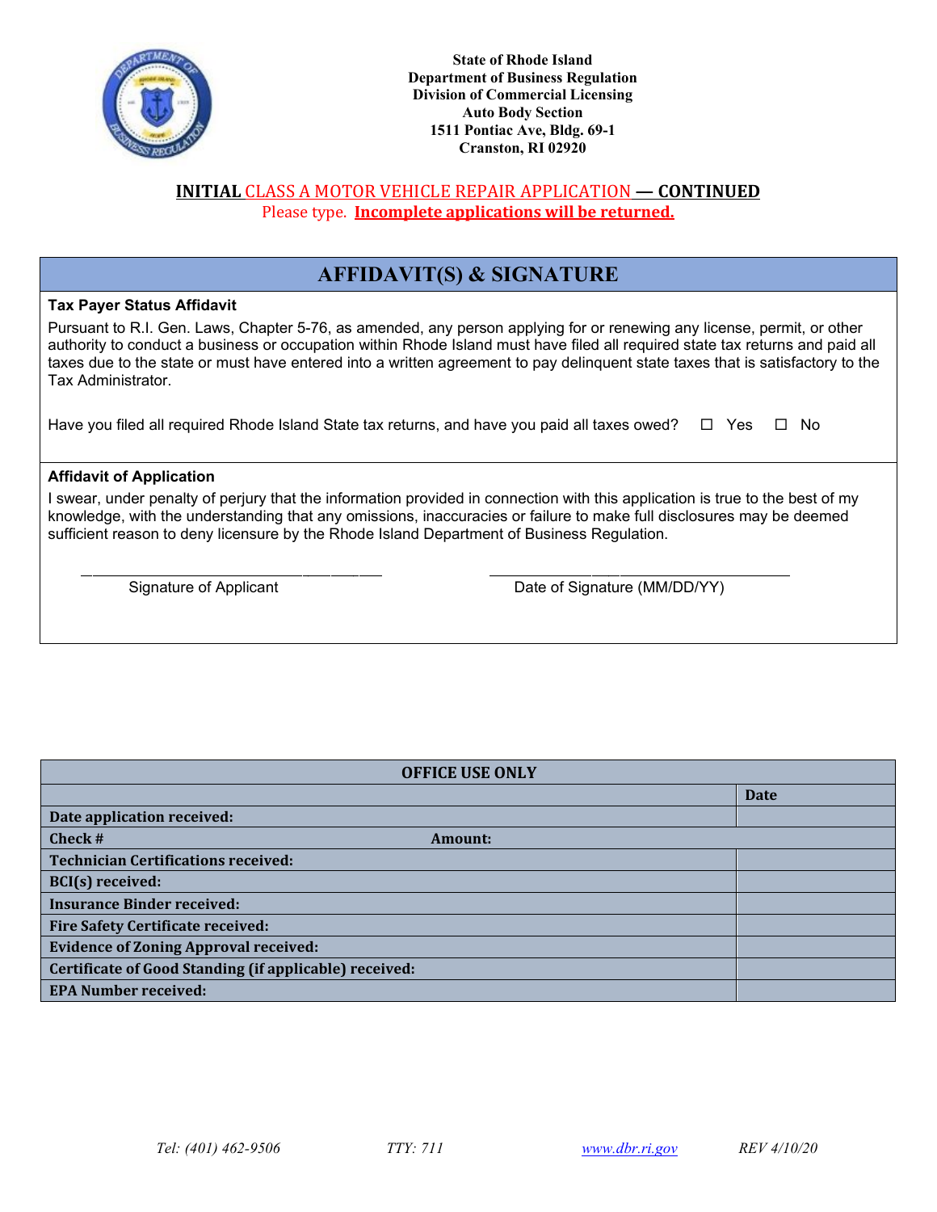State of Rhode Island
Department of Business Regulation
Division of Commercial Licensing
Auto Body Section
1511 Pontiac Ave, Bldg. 69-1
Cranston, RI 02920

## INITIAL CLASS A MOTOR VEHICLE REPAIR APPLICATION — CONTINUED

Please type. **Incomplete applications will be returned.**

## AFFIDAVIT(S) & SIGNATURE

**Tax Payer Status Affidavit**

Pursuant to R.I. Gen. Laws, Chapter 5-76, as amended, any person applying for or renewing any license, permit, or other authority to conduct a business or occupation within Rhode Island must have filed all required state tax returns and paid all taxes due to the state or must have entered into a written agreement to pay delinquent state taxes that is satisfactory to the Tax Administrator.

Have you filed all required Rhode Island State tax returns, and have you paid all taxes owed? ☐ Yes ☐ No

**Affidavit of Application**

I swear, under penalty of perjury that the information provided in connection with this application is true to the best of my knowledge, with the understanding that any omissions, inaccuracies or failure to make full disclosures may be deemed sufficient reason to deny licensure by the Rhode Island Department of Business Regulation.

\_\_\_\_\_\_\_\_\_\_\_\_\_\_\_\_\_\_\_\_\_\_\_\_\_\_\_\_\_\_\_\_ Signature of Applicant

\_\_\_\_\_\_\_\_\_\_\_\_\_\_\_\_\_\_\_\_\_\_\_\_\_\_\_\_\_\_\_\_ Date of Signature (MM/DD/YY)

| OFFICE USE ONLY | | |
|---|---|---|
| | | **Date** |
| **Date application received:** | | |
| **Check #** | **Amount:** | |
| **Technician Certifications received:** | | |
| **BCI(s) received:** | | |
| **Insurance Binder received:** | | |
| **Fire Safety Certificate received:** | | |
| **Evidence of Zoning Approval received:** | | |
| **Certificate of Good Standing (if applicable) received:** | | |
| **EPA Number received:** | | |

*Tel: (401) 462-9506* *TTY: 711* *www.dbr.ri.gov* *REV 4/10/20*